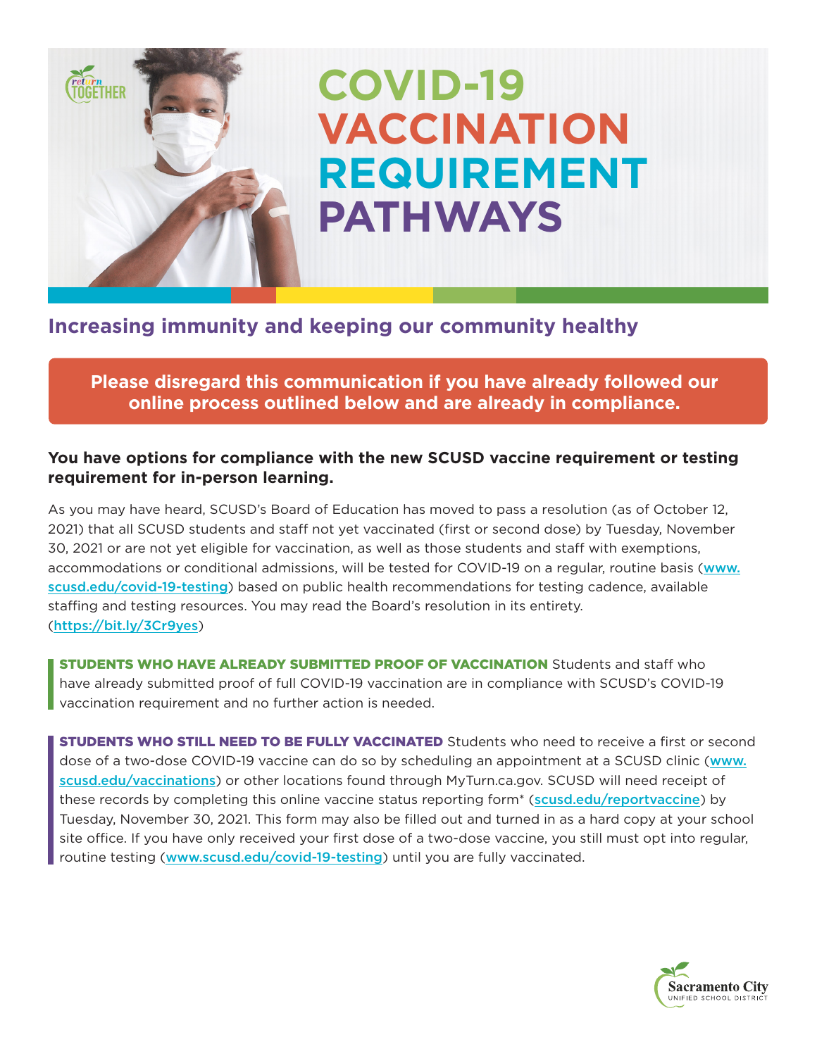# COVID-19 VACCINATION REQUIREMENT PATHWAYS

## Increasing immunity and keeping our community healthy

**Please disregard this communication if you have already followed our online process outlined below and are already in compliance.**

**You have options for compliance with the new SCUSD vaccine requirement or testing requirement for in-person learning.**

As you may have heard, SCUSD's Board of Education has moved to pass a resolution (as of October 12, 2021) that all SCUSD students and staff not yet vaccinated (first or second dose) by Tuesday, November 30, 2021 or are not yet eligible for vaccination, as well as those students and staff with exemptions, accommodations or conditional admissions, will be tested for COVID-19 on a regular, routine basis (www.scusd.edu/covid-19-testing) based on public health recommendations for testing cadence, available staffing and testing resources. You may read the Board's resolution in its entirety. (https://bit.ly/3Cr9yes)

**STUDENTS WHO HAVE ALREADY SUBMITTED PROOF OF VACCINATION** Students and staff who have already submitted proof of full COVID-19 vaccination are in compliance with SCUSD's COVID-19 vaccination requirement and no further action is needed.

**STUDENTS WHO STILL NEED TO BE FULLY VACCINATED** Students who need to receive a first or second dose of a two-dose COVID-19 vaccine can do so by scheduling an appointment at a SCUSD clinic (www.scusd.edu/vaccinations) or other locations found through MyTurn.ca.gov. SCUSD will need receipt of these records by completing this online vaccine status reporting form* (scusd.edu/reportvaccine) by Tuesday, November 30, 2021. This form may also be filled out and turned in as a hard copy at your school site office. If you have only received your first dose of a two-dose vaccine, you still must opt into regular, routine testing (www.scusd.edu/covid-19-testing) until you are fully vaccinated.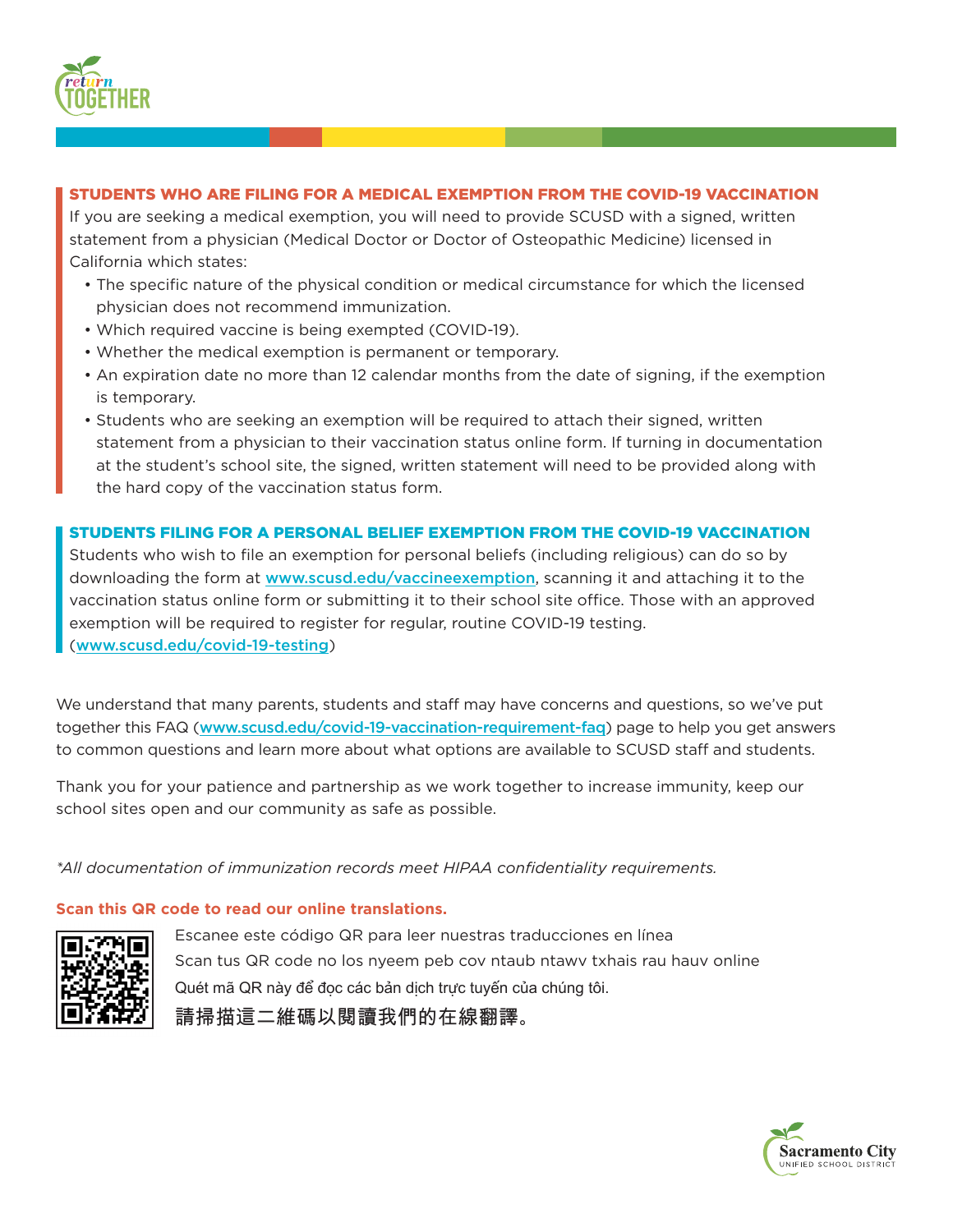## STUDENTS WHO ARE FILING FOR A MEDICAL EXEMPTION FROM THE COVID-19 VACCINATION

If you are seeking a medical exemption, you will need to provide SCUSD with a signed, written statement from a physician (Medical Doctor or Doctor of Osteopathic Medicine) licensed in California which states:

- The specific nature of the physical condition or medical circumstance for which the licensed physician does not recommend immunization.
- Which required vaccine is being exempted (COVID-19).
- Whether the medical exemption is permanent or temporary.
- An expiration date no more than 12 calendar months from the date of signing, if the exemption is temporary.
- Students who are seeking an exemption will be required to attach their signed, written statement from a physician to their vaccination status online form. If turning in documentation at the student's school site, the signed, written statement will need to be provided along with the hard copy of the vaccination status form.

## STUDENTS FILING FOR A PERSONAL BELIEF EXEMPTION FROM THE COVID-19 VACCINATION

Students who wish to file an exemption for personal beliefs (including religious) can do so by downloading the form at www.scusd.edu/vaccineexemption, scanning it and attaching it to the vaccination status online form or submitting it to their school site office. Those with an approved exemption will be required to register for regular, routine COVID-19 testing. (www.scusd.edu/covid-19-testing)

We understand that many parents, students and staff may have concerns and questions, so we've put together this FAQ (www.scusd.edu/covid-19-vaccination-requirement-faq) page to help you get answers to common questions and learn more about what options are available to SCUSD staff and students.

Thank you for your patience and partnership as we work together to increase immunity, keep our school sites open and our community as safe as possible.

*\*All documentation of immunization records meet HIPAA confidentiality requirements.*

**Scan this QR code to read our online translations.**

Escanee este código QR para leer nuestras traducciones en línea

Scan tus QR code no los nyeem peb cov ntaub ntawv txhais rau hauv online

Quét mã QR này để đọc các bản dịch trực tuyến của chúng tôi.

請掃描這二維碼以閱讀我們的在線翻譯。